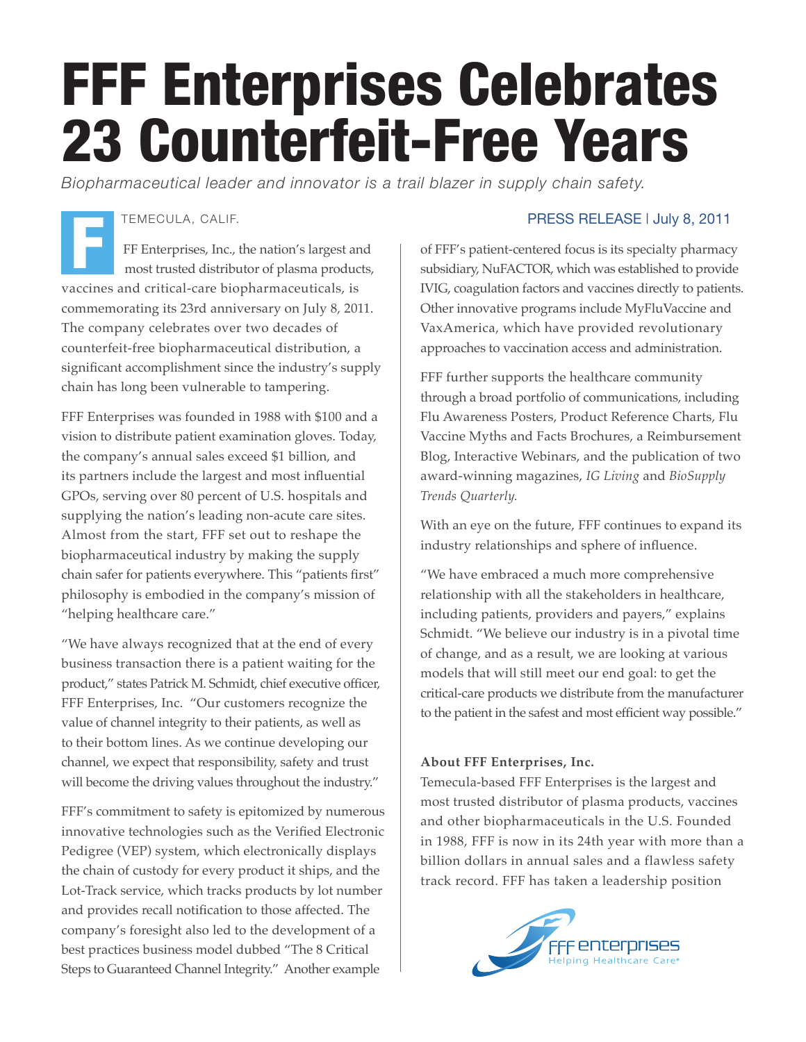# FFF Enterprises Celebrates 23 Counterfeit-Free Years

*Biopharmaceutical leader and innovator is a trail blazer in supply chain safety.*

TEMECULA, CALIF.

PRESS RELEASE | July 8, 2011

FFF Enterprises, Inc., the nation's largest and most trusted distributor of plasma products, vaccines and critical-care biopharmaceuticals, is commemorating its 23rd anniversary on July 8, 2011. The company celebrates over two decades of counterfeit-free biopharmaceutical distribution, a significant accomplishment since the industry's supply chain has long been vulnerable to tampering.

FFF Enterprises was founded in 1988 with $100 and a vision to distribute patient examination gloves. Today, the company's annual sales exceed $1 billion, and its partners include the largest and most influential GPOs, serving over 80 percent of U.S. hospitals and supplying the nation's leading non-acute care sites. Almost from the start, FFF set out to reshape the biopharmaceutical industry by making the supply chain safer for patients everywhere. This "patients first" philosophy is embodied in the company's mission of "helping healthcare care."

"We have always recognized that at the end of every business transaction there is a patient waiting for the product," states Patrick M. Schmidt, chief executive officer, FFF Enterprises, Inc. "Our customers recognize the value of channel integrity to their patients, as well as to their bottom lines. As we continue developing our channel, we expect that responsibility, safety and trust will become the driving values throughout the industry."

FFF's commitment to safety is epitomized by numerous innovative technologies such as the Verified Electronic Pedigree (VEP) system, which electronically displays the chain of custody for every product it ships, and the Lot-Track service, which tracks products by lot number and provides recall notification to those affected. The company's foresight also led to the development of a best practices business model dubbed "The 8 Critical Steps to Guaranteed Channel Integrity." Another example of FFF's patient-centered focus is its specialty pharmacy subsidiary, NuFACTOR, which was established to provide IVIG, coagulation factors and vaccines directly to patients. Other innovative programs include MyFluVaccine and VaxAmerica, which have provided revolutionary approaches to vaccination access and administration.

FFF further supports the healthcare community through a broad portfolio of communications, including Flu Awareness Posters, Product Reference Charts, Flu Vaccine Myths and Facts Brochures, a Reimbursement Blog, Interactive Webinars, and the publication of two award-winning magazines, *IG Living* and *BioSupply Trends Quarterly.*

With an eye on the future, FFF continues to expand its industry relationships and sphere of influence.

"We have embraced a much more comprehensive relationship with all the stakeholders in healthcare, including patients, providers and payers," explains Schmidt. "We believe our industry is in a pivotal time of change, and as a result, we are looking at various models that will still meet our end goal: to get the critical-care products we distribute from the manufacturer to the patient in the safest and most efficient way possible."

**About FFF Enterprises, Inc.**

Temecula-based FFF Enterprises is the largest and most trusted distributor of plasma products, vaccines and other biopharmaceuticals in the U.S. Founded in 1988, FFF is now in its 24th year with more than a billion dollars in annual sales and a flawless safety track record. FFF has taken a leadership position

FFF enterprises
Helping Healthcare Care®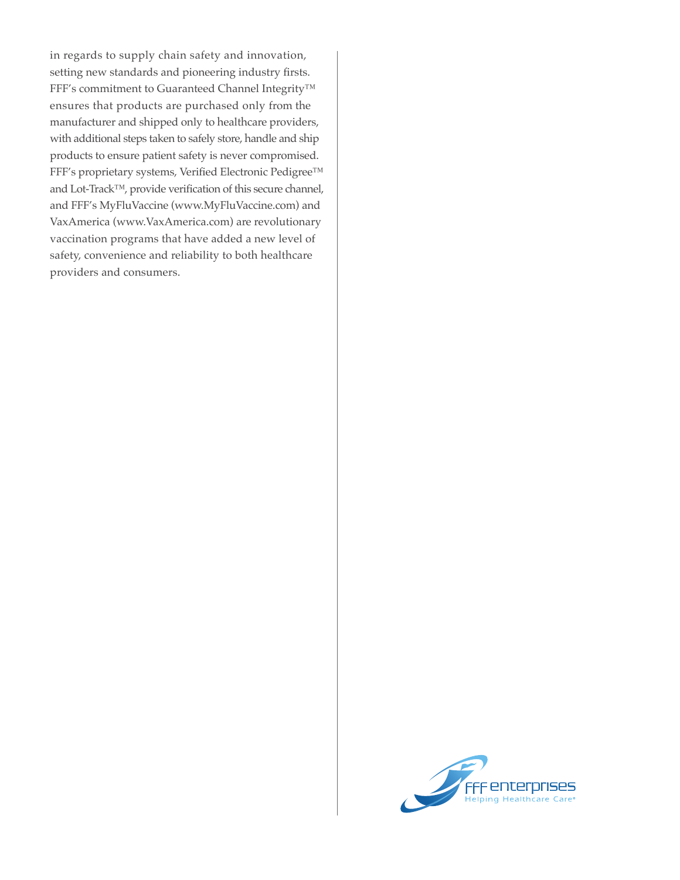in regards to supply chain safety and innovation, setting new standards and pioneering industry firsts. FFF's commitment to Guaranteed Channel Integrity™ ensures that products are purchased only from the manufacturer and shipped only to healthcare providers, with additional steps taken to safely store, handle and ship products to ensure patient safety is never compromised. FFF's proprietary systems, Verified Electronic Pedigree™ and Lot-Track™, provide verification of this secure channel, and FFF's MyFluVaccine (www.MyFluVaccine.com) and VaxAmerica (www.VaxAmerica.com) are revolutionary vaccination programs that have added a new level of safety, convenience and reliability to both healthcare providers and consumers.

FFF enterprises
Helping Healthcare Care®